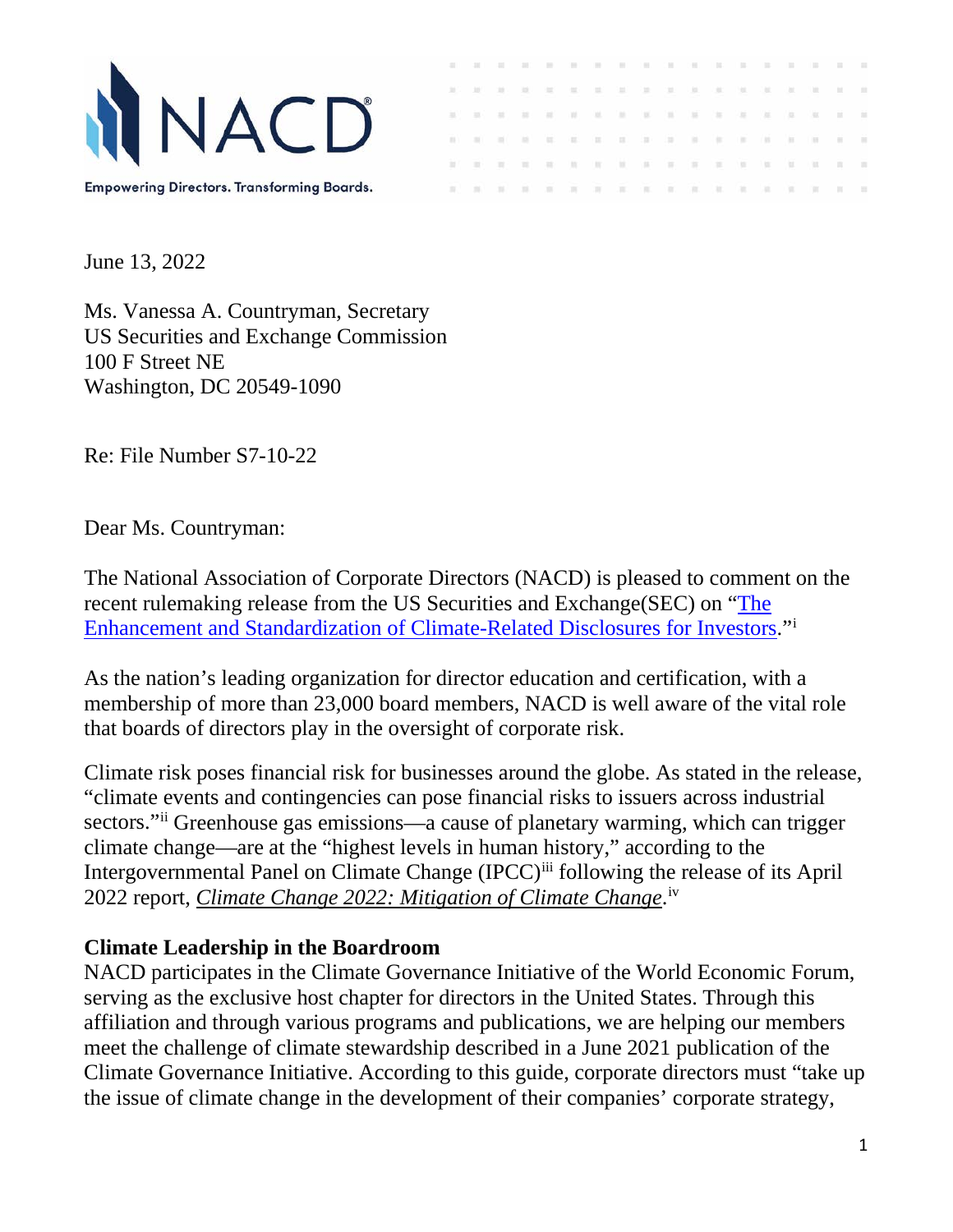NACD

Empowering Directors. Transforming Boards.

June 13, 2022

Ms. Vanessa A. Countryman, Secretary
US Securities and Exchange Commission
100 F Street NE
Washington, DC 20549-1090

Re: File Number S7-10-22

Dear Ms. Countryman:

The National Association of Corporate Directors (NACD) is pleased to comment on the recent rulemaking release from the US Securities and Exchange(SEC) on "The Enhancement and Standardization of Climate-Related Disclosures for Investors."[i]

As the nation's leading organization for director education and certification, with a membership of more than 23,000 board members, NACD is well aware of the vital role that boards of directors play in the oversight of corporate risk.

Climate risk poses financial risk for businesses around the globe. As stated in the release, "climate events and contingencies can pose financial risks to issuers across industrial sectors."[ii] Greenhouse gas emissions—a cause of planetary warming, which can trigger climate change—are at the "highest levels in human history," according to the Intergovernmental Panel on Climate Change (IPCC)[iii] following the release of its April 2022 report, *Climate Change 2022: Mitigation of Climate Change*.[iv]

**Climate Leadership in the Boardroom**

NACD participates in the Climate Governance Initiative of the World Economic Forum, serving as the exclusive host chapter for directors in the United States. Through this affiliation and through various programs and publications, we are helping our members meet the challenge of climate stewardship described in a June 2021 publication of the Climate Governance Initiative. According to this guide, corporate directors must "take up the issue of climate change in the development of their companies' corporate strategy,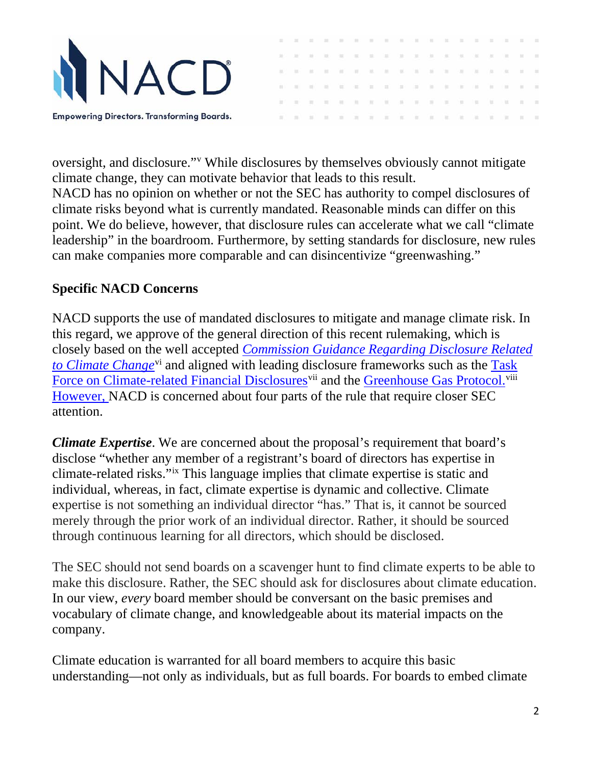oversight, and disclosure."[v] While disclosures by themselves obviously cannot mitigate climate change, they can motivate behavior that leads to this result.
NACD has no opinion on whether or not the SEC has authority to compel disclosures of climate risks beyond what is currently mandated. Reasonable minds can differ on this point. We do believe, however, that disclosure rules can accelerate what we call "climate leadership" in the boardroom. Furthermore, by setting standards for disclosure, new rules can make companies more comparable and can disincentivize "greenwashing."

**Specific NACD Concerns**

NACD supports the use of mandated disclosures to mitigate and manage climate risk. In this regard, we approve of the general direction of this recent rulemaking, which is closely based on the well accepted *Commission Guidance Regarding Disclosure Related to Climate Change*[vi] and aligned with leading disclosure frameworks such as the Task Force on Climate-related Financial Disclosures[vii] and the Greenhouse Gas Protocol.[viii] However, NACD is concerned about four parts of the rule that require closer SEC attention.

***Climate Expertise***. We are concerned about the proposal's requirement that board's disclose "whether any member of a registrant's board of directors has expertise in climate-related risks."[ix] This language implies that climate expertise is static and individual, whereas, in fact, climate expertise is dynamic and collective. Climate expertise is not something an individual director "has." That is, it cannot be sourced merely through the prior work of an individual director. Rather, it should be sourced through continuous learning for all directors, which should be disclosed.

The SEC should not send boards on a scavenger hunt to find climate experts to be able to make this disclosure. Rather, the SEC should ask for disclosures about climate education. In our view, *every* board member should be conversant on the basic premises and vocabulary of climate change, and knowledgeable about its material impacts on the company.

Climate education is warranted for all board members to acquire this basic understanding—not only as individuals, but as full boards. For boards to embed climate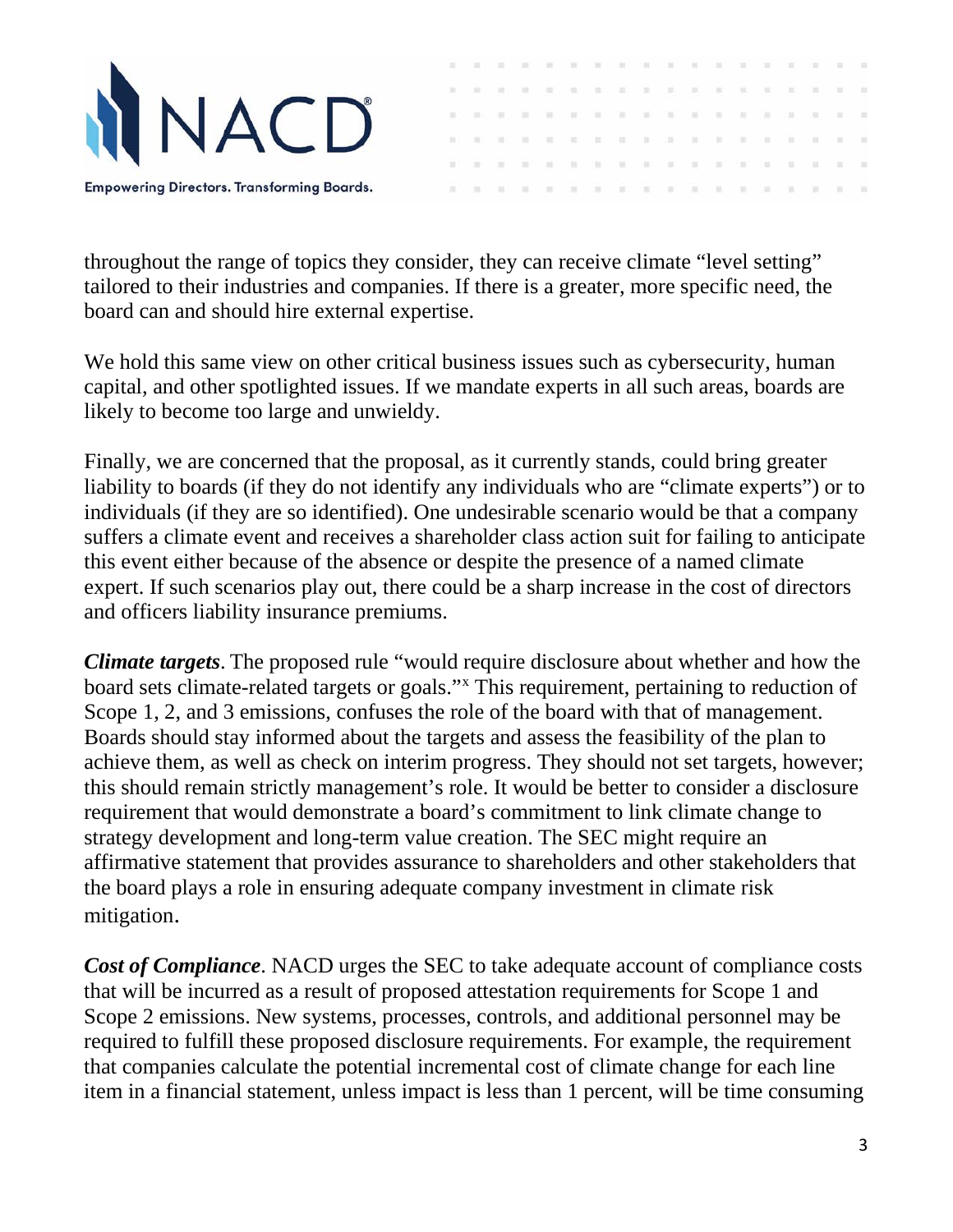throughout the range of topics they consider, they can receive climate "level setting" tailored to their industries and companies. If there is a greater, more specific need, the board can and should hire external expertise.

We hold this same view on other critical business issues such as cybersecurity, human capital, and other spotlighted issues. If we mandate experts in all such areas, boards are likely to become too large and unwieldy.

Finally, we are concerned that the proposal, as it currently stands, could bring greater liability to boards (if they do not identify any individuals who are "climate experts") or to individuals (if they are so identified). One undesirable scenario would be that a company suffers a climate event and receives a shareholder class action suit for failing to anticipate this event either because of the absence or despite the presence of a named climate expert. If such scenarios play out, there could be a sharp increase in the cost of directors and officers liability insurance premiums.

***Climate targets***. The proposed rule "would require disclosure about whether and how the board sets climate-related targets or goals."[x] This requirement, pertaining to reduction of Scope 1, 2, and 3 emissions, confuses the role of the board with that of management. Boards should stay informed about the targets and assess the feasibility of the plan to achieve them, as well as check on interim progress. They should not set targets, however; this should remain strictly management's role. It would be better to consider a disclosure requirement that would demonstrate a board's commitment to link climate change to strategy development and long-term value creation. The SEC might require an affirmative statement that provides assurance to shareholders and other stakeholders that the board plays a role in ensuring adequate company investment in climate risk mitigation.

***Cost of Compliance***. NACD urges the SEC to take adequate account of compliance costs that will be incurred as a result of proposed attestation requirements for Scope 1 and Scope 2 emissions. New systems, processes, controls, and additional personnel may be required to fulfill these proposed disclosure requirements. For example, the requirement that companies calculate the potential incremental cost of climate change for each line item in a financial statement, unless impact is less than 1 percent, will be time consuming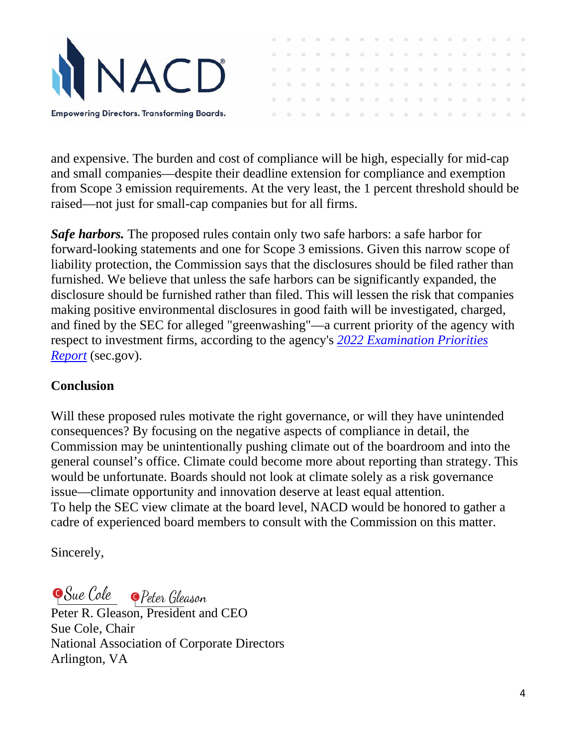and expensive. The burden and cost of compliance will be high, especially for mid-cap and small companies—despite their deadline extension for compliance and exemption from Scope 3 emission requirements. At the very least, the 1 percent threshold should be raised—not just for small-cap companies but for all firms.

***Safe harbors.*** The proposed rules contain only two safe harbors: a safe harbor for forward-looking statements and one for Scope 3 emissions. Given this narrow scope of liability protection, the Commission says that the disclosures should be filed rather than furnished. We believe that unless the safe harbors can be significantly expanded, the disclosure should be furnished rather than filed. This will lessen the risk that companies making positive environmental disclosures in good faith will be investigated, charged, and fined by the SEC for alleged "greenwashing"—a current priority of the agency with respect to investment firms, according to the agency's *2022 Examination Priorities Report* (sec.gov).

**Conclusion**

Will these proposed rules motivate the right governance, or will they have unintended consequences? By focusing on the negative aspects of compliance in detail, the Commission may be unintentionally pushing climate out of the boardroom and into the general counsel's office. Climate could become more about reporting than strategy. This would be unfortunate. Boards should not look at climate solely as a risk governance issue—climate opportunity and innovation deserve at least equal attention.
To help the SEC view climate at the board level, NACD would be honored to gather a cadre of experienced board members to consult with the Commission on this matter.

Sincerely,

Sue Cole    Peter Gleason

Peter R. Gleason, President and CEO
Sue Cole, Chair
National Association of Corporate Directors
Arlington, VA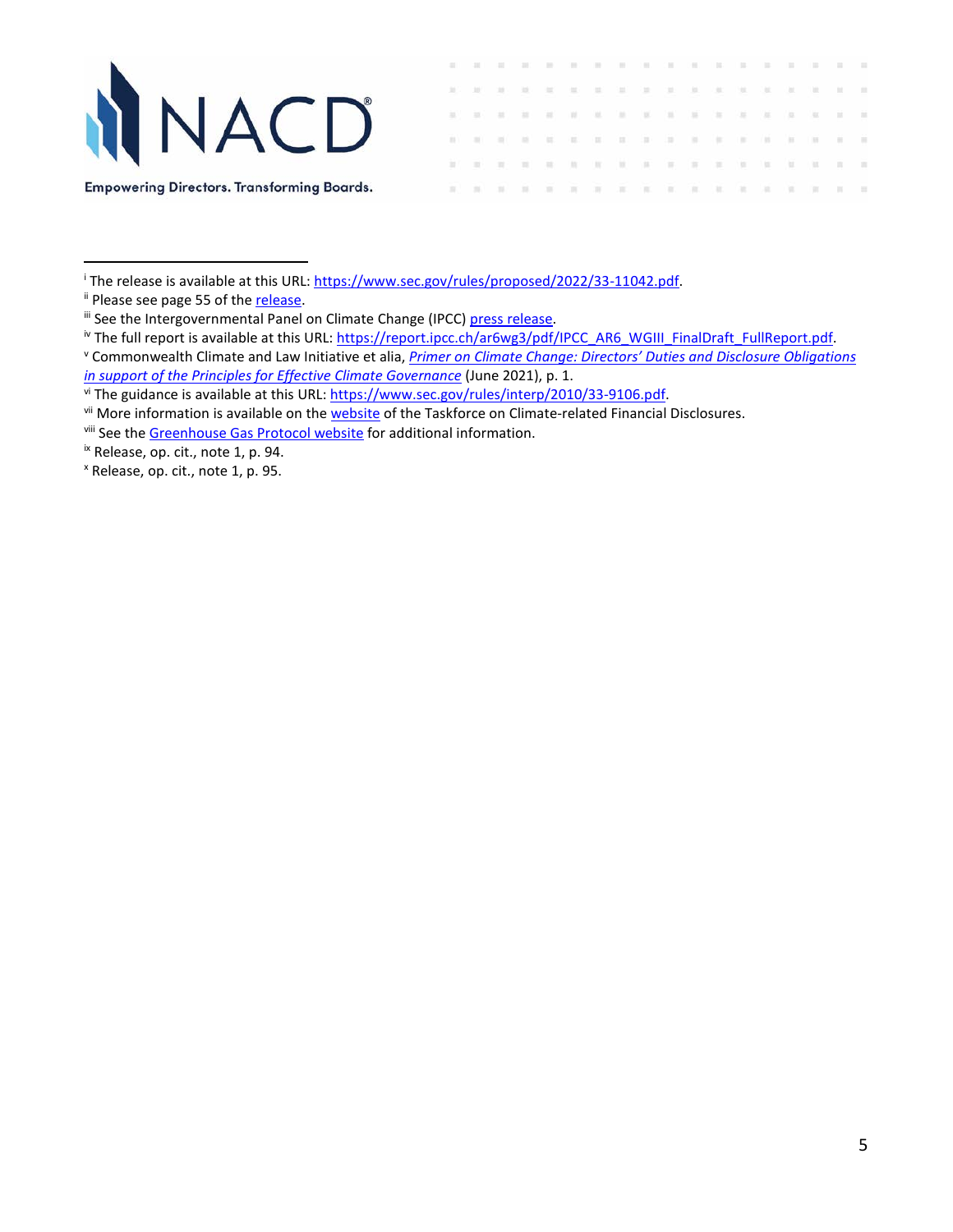[i] The release is available at this URL: https://www.sec.gov/rules/proposed/2022/33-11042.pdf.

[ii] Please see page 55 of the release.

[iii] See the Intergovernmental Panel on Climate Change (IPCC) press release.

[iv] The full report is available at this URL: https://report.ipcc.ch/ar6wg3/pdf/IPCC_AR6_WGIII_FinalDraft_FullReport.pdf.

[v] Commonwealth Climate and Law Initiative et alia, *Primer on Climate Change: Directors' Duties and Disclosure Obligations in support of the Principles for Effective Climate Governance* (June 2021), p. 1.

[vi] The guidance is available at this URL: https://www.sec.gov/rules/interp/2010/33-9106.pdf.

[vii] More information is available on the website of the Taskforce on Climate-related Financial Disclosures.

[viii] See the Greenhouse Gas Protocol website for additional information.

[ix] Release, op. cit., note 1, p. 94.

[x] Release, op. cit., note 1, p. 95.